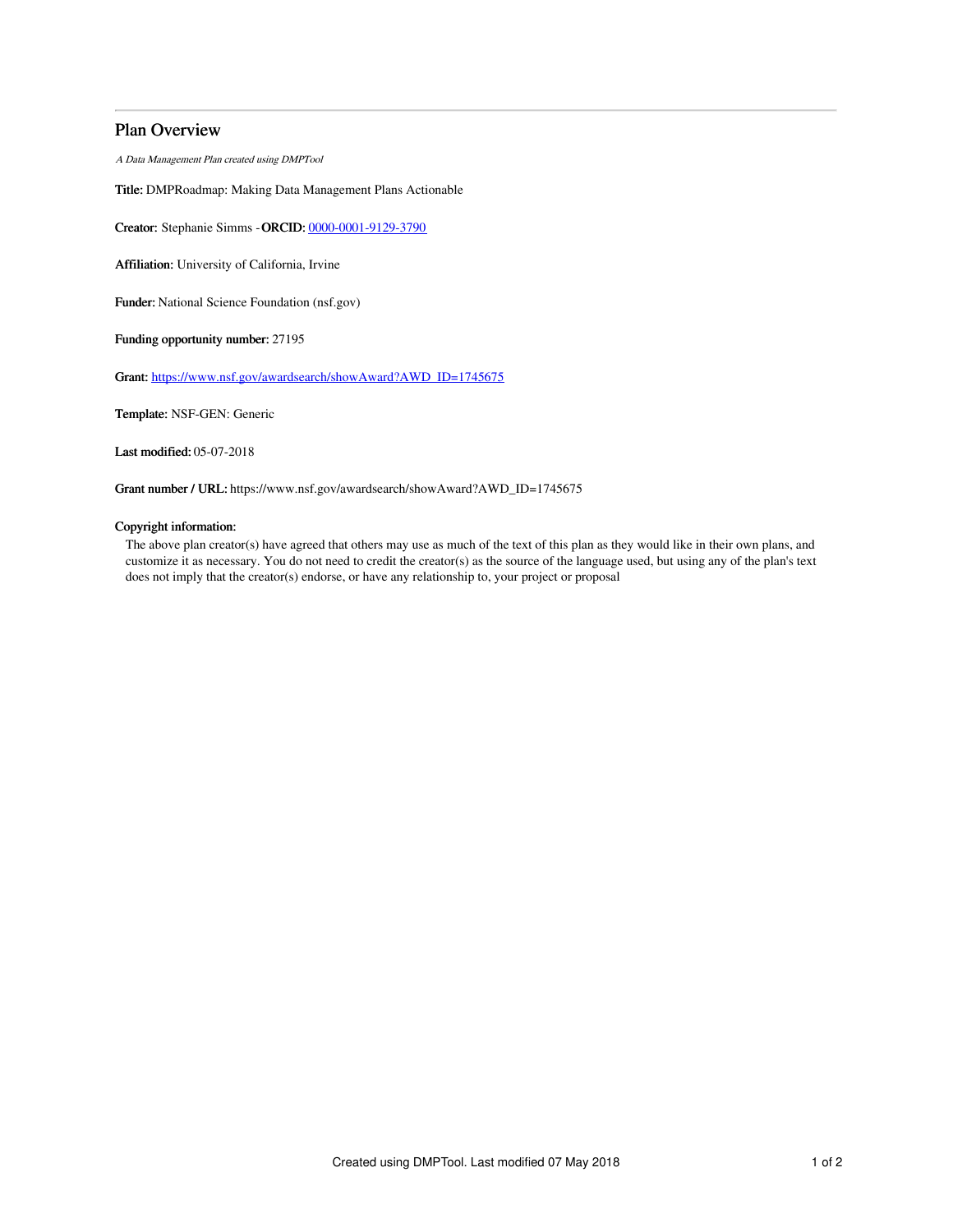# Plan Overview

*A Data Management Plan created using DMPTool*

**Title:** DMPRoadmap: Making Data Management Plans Actionable

**Creator:** Stephanie Simms - **ORCID:** [0000-0001-9129-3790](0000-0001-9129-3790)

**Affiliation:** University of California, Irvine

**Funder:** National Science Foundation (nsf.gov)

**Funding opportunity number:** 27195

**Grant:** [https://www.nsf.gov/awardsearch/showAward?AWD_ID=1745675](https://www.nsf.gov/awardsearch/showAward?AWD_ID=1745675)

**Template:** NSF-GEN: Generic

**Last modified:** 05-07-2018

**Grant number / URL:** https://www.nsf.gov/awardsearch/showAward?AWD_ID=1745675

**Copyright information:**

The above plan creator(s) have agreed that others may use as much of the text of this plan as they would like in their own plans, and customize it as necessary. You do not need to credit the creator(s) as the source of the language used, but using any of the plan's text does not imply that the creator(s) endorse, or have any relationship to, your project or proposal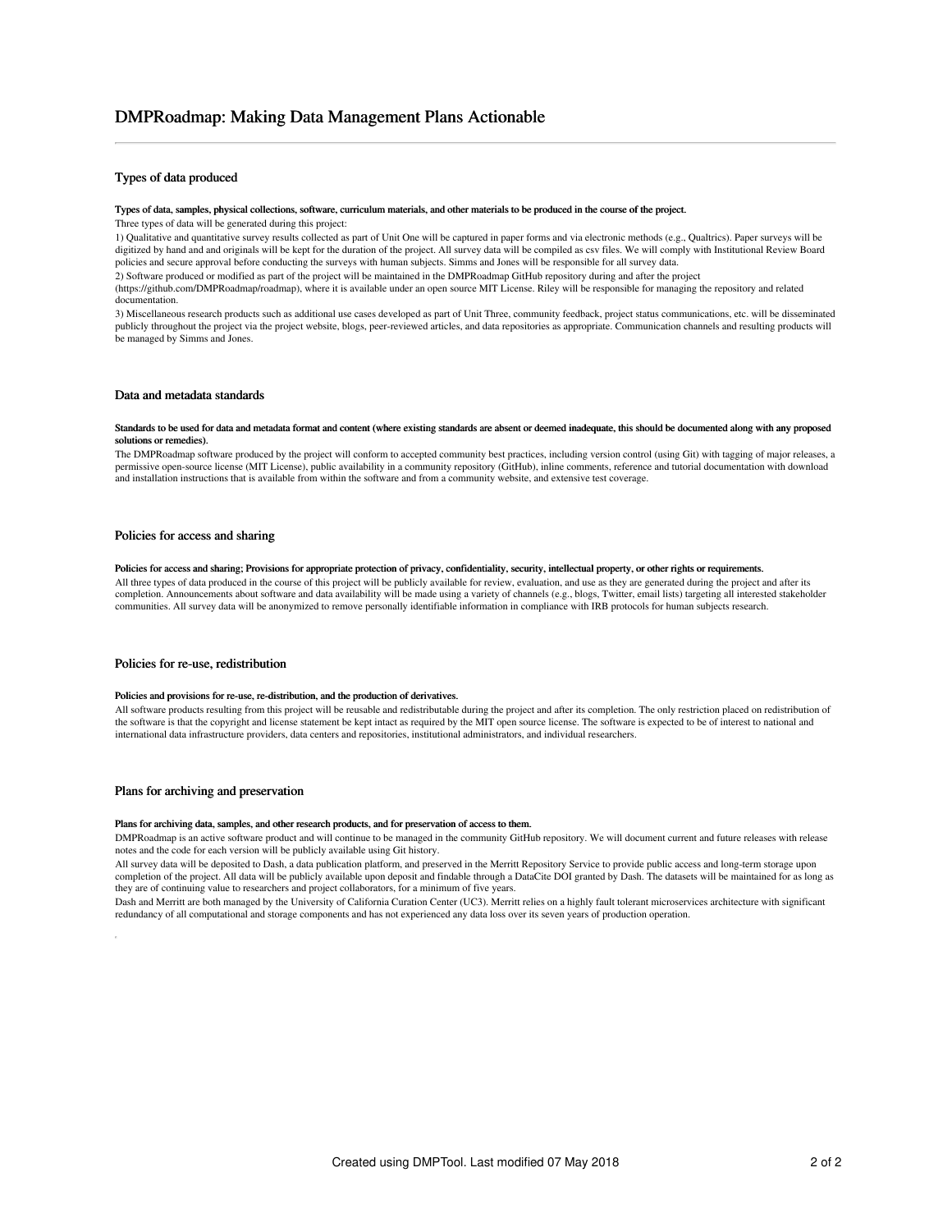# DMPRoadmap: Making Data Management Plans Actionable

## Types of data produced

**Types of data, samples, physical collections, software, curriculum materials, and other materials to be produced in the course of the project.**

Three types of data will be generated during this project:

1) Qualitative and quantitative survey results collected as part of Unit One will be captured in paper forms and via electronic methods (e.g., Qualtrics). Paper surveys will be digitized by hand and and originals will be kept for the duration of the project. All survey data will be compiled as csv files. We will comply with Institutional Review Board policies and secure approval before conducting the surveys with human subjects. Simms and Jones will be responsible for all survey data.

2) Software produced or modified as part of the project will be maintained in the DMPRoadmap GitHub repository during and after the project (https://github.com/DMPRoadmap/roadmap), where it is available under an open source MIT License. Riley will be responsible for managing the repository and related documentation.

3) Miscellaneous research products such as additional use cases developed as part of Unit Three, community feedback, project status communications, etc. will be disseminated publicly throughout the project via the project website, blogs, peer-reviewed articles, and data repositories as appropriate. Communication channels and resulting products will be managed by Simms and Jones.

## Data and metadata standards

**Standards to be used for data and metadata format and content (where existing standards are absent or deemed inadequate, this should be documented along with any proposed solutions or remedies).**

The DMPRoadmap software produced by the project will conform to accepted community best practices, including version control (using Git) with tagging of major releases, a permissive open-source license (MIT License), public availability in a community repository (GitHub), inline comments, reference and tutorial documentation with download and installation instructions that is available from within the software and from a community website, and extensive test coverage.

## Policies for access and sharing

**Policies for access and sharing; Provisions for appropriate protection of privacy, confidentiality, security, intellectual property, or other rights or requirements.**

All three types of data produced in the course of this project will be publicly available for review, evaluation, and use as they are generated during the project and after its completion. Announcements about software and data availability will be made using a variety of channels (e.g., blogs, Twitter, email lists) targeting all interested stakeholder communities. All survey data will be anonymized to remove personally identifiable information in compliance with IRB protocols for human subjects research.

## Policies for re-use, redistribution

**Policies and provisions for re-use, re-distribution, and the production of derivatives.**

All software products resulting from this project will be reusable and redistributable during the project and after its completion. The only restriction placed on redistribution of the software is that the copyright and license statement be kept intact as required by the MIT open source license. The software is expected to be of interest to national and international data infrastructure providers, data centers and repositories, institutional administrators, and individual researchers.

## Plans for archiving and preservation

**Plans for archiving data, samples, and other research products, and for preservation of access to them.**

DMPRoadmap is an active software product and will continue to be managed in the community GitHub repository. We will document current and future releases with release notes and the code for each version will be publicly available using Git history.

All survey data will be deposited to Dash, a data publication platform, and preserved in the Merritt Repository Service to provide public access and long-term storage upon completion of the project. All data will be publicly available upon deposit and findable through a DataCite DOI granted by Dash. The datasets will be maintained for as long as they are of continuing value to researchers and project collaborators, for a minimum of five years.

Dash and Merritt are both managed by the University of California Curation Center (UC3). Merritt relies on a highly fault tolerant microservices architecture with significant redundancy of all computational and storage components and has not experienced any data loss over its seven years of production operation.